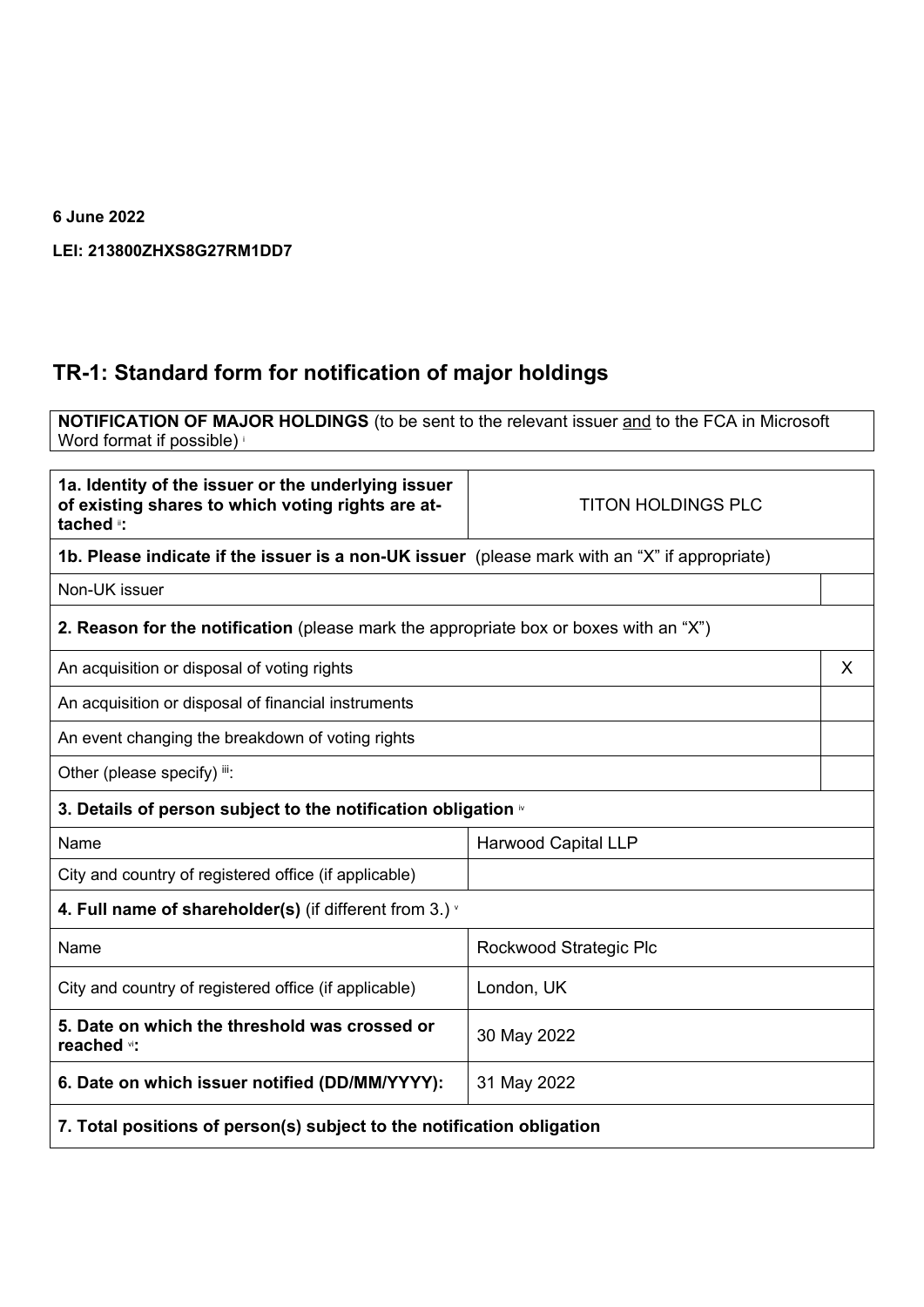**6 June 2022**

**LEI: 213800ZHXS8G27RM1DD7**

## TR-1: Standard form for notification of major holdings

| |
|---|
| **NOTIFICATION OF MAJOR HOLDINGS** (to be sent to the relevant issuer and to the FCA in Microsoft Word format if possible) [i] |

| | |
|---|---|
| **1a. Identity of the issuer or the underlying issuer of existing shares to which voting rights are attached** [ii]**:** | TITON HOLDINGS PLC |
| **1b. Please indicate if the issuer is a non-UK issuer** (please mark with an "X" if appropriate) | |
| Non-UK issuer | |
| **2. Reason for the notification** (please mark the appropriate box or boxes with an "X") | |
| An acquisition or disposal of voting rights | X |
| An acquisition or disposal of financial instruments | |
| An event changing the breakdown of voting rights | |
| Other (please specify) [iii]: | |
| **3. Details of person subject to the notification obligation** [iv] | |
| Name | Harwood Capital LLP |
| City and country of registered office (if applicable) | |
| **4. Full name of shareholder(s)** (if different from 3.) [v] | |
| Name | Rockwood Strategic Plc |
| City and country of registered office (if applicable) | London, UK |
| **5. Date on which the threshold was crossed or reached** [vi]**:** | 30 May 2022 |
| **6. Date on which issuer notified (DD/MM/YYYY):** | 31 May 2022 |
| **7. Total positions of person(s) subject to the notification obligation** | |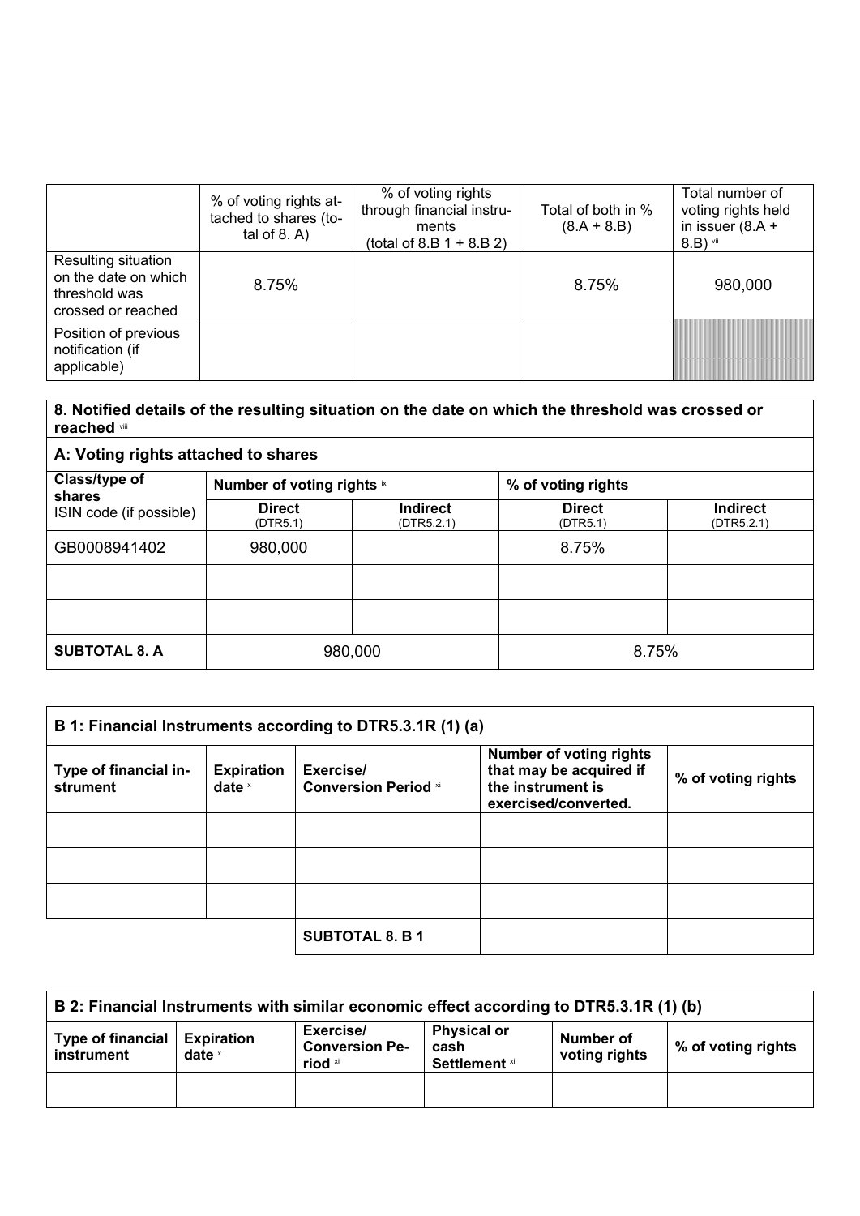| | % of voting rights attached to shares (total of 8. A) | % of voting rights through financial instruments (total of 8.B 1 + 8.B 2) | Total of both in % (8.A + 8.B) | Total number of voting rights held in issuer (8.A + 8.B) [vii] |
|---|---|---|---|---|
| Resulting situation on the date on which threshold was crossed or reached | 8.75% | | 8.75% | 980,000 |
| Position of previous notification (if applicable) | | | | |

**8. Notified details of the resulting situation on the date on which the threshold was crossed or reached** [viii]

**A: Voting rights attached to shares**

| Class/type of shares ISIN code (if possible) | Number of voting rights [ix] | | % of voting rights | |
|---|---|---|---|---|
| | **Direct** (DTR5.1) | **Indirect** (DTR5.2.1) | **Direct** (DTR5.1) | **Indirect** (DTR5.2.1) |
| GB0008941402 | 980,000 | | 8.75% | |
| | | | | |
| | | | | |
| **SUBTOTAL 8. A** | 980,000 | | 8.75% | |

**B 1: Financial Instruments according to DTR5.3.1R (1) (a)**

| Type of financial instrument | Expiration date [x] | Exercise/ Conversion Period [xi] | Number of voting rights that may be acquired if the instrument is exercised/converted. | % of voting rights |
|---|---|---|---|---|
| | | | | |
| | | | | |
| | | | | |
| | | **SUBTOTAL 8. B 1** | | |

**B 2: Financial Instruments with similar economic effect according to DTR5.3.1R (1) (b)**

| Type of financial instrument | Expiration date [x] | Exercise/ Conversion Period [xi] | Physical or cash Settlement [xii] | Number of voting rights | % of voting rights |
|---|---|---|---|---|---|
| | | | | | |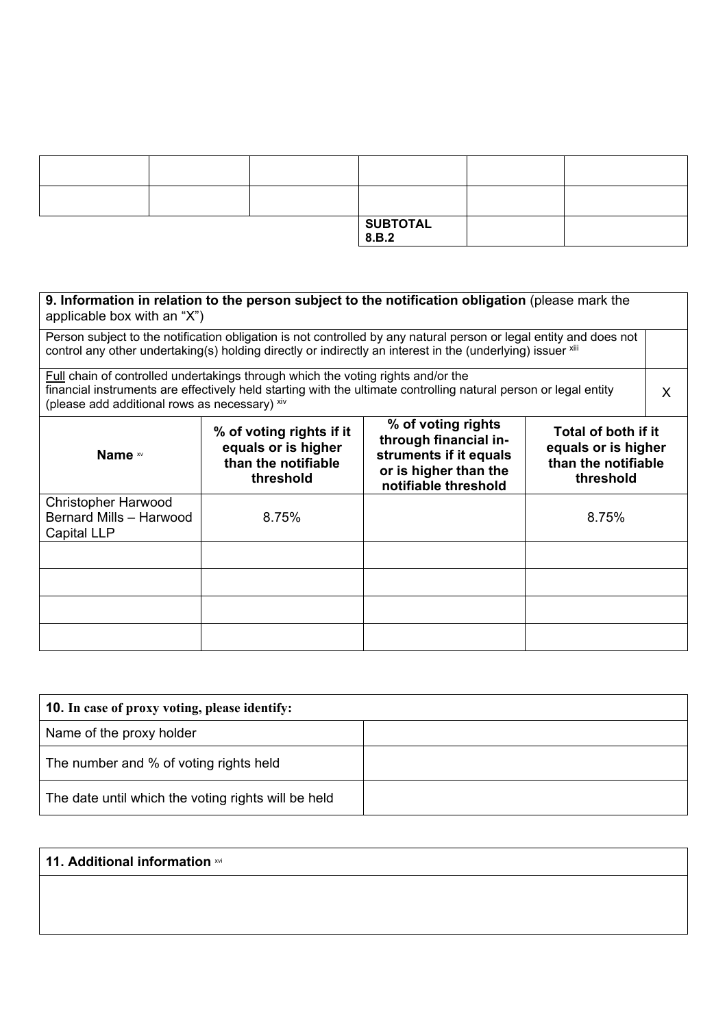| | | | | | |
|---|---|---|---|---|---|
| | | | | | |
| | | | | | |
| | | | SUBTOTAL 8.B.2 | | |

| **9. Information in relation to the person subject to the notification obligation** (please mark the applicable box with an "X") | | | | |
|---|---|---|---|---|
| Person subject to the notification obligation is not controlled by any natural person or legal entity and does not control any other undertaking(s) holding directly or indirectly an interest in the (underlying) issuer [xiii] | | | | |
| Full chain of controlled undertakings through which the voting rights and/or the financial instruments are effectively held starting with the ultimate controlling natural person or legal entity (please add additional rows as necessary) [xiv] | | | | X |
| **Name** [xv] | **% of voting rights if it equals or is higher than the notifiable threshold** | **% of voting rights through financial instruments if it equals or is higher than the notifiable threshold** | **Total of both if it equals or is higher than the notifiable threshold** | |
| Christopher Harwood Bernard Mills – Harwood Capital LLP | 8.75% | | 8.75% | |
| | | | | |
| | | | | |
| | | | | |
| | | | | |

| **10. In case of proxy voting, please identify:** | |
|---|---|
| Name of the proxy holder | |
| The number and % of voting rights held | |
| The date until which the voting rights will be held | |

| **11. Additional information** [xvi] |
|---|
| |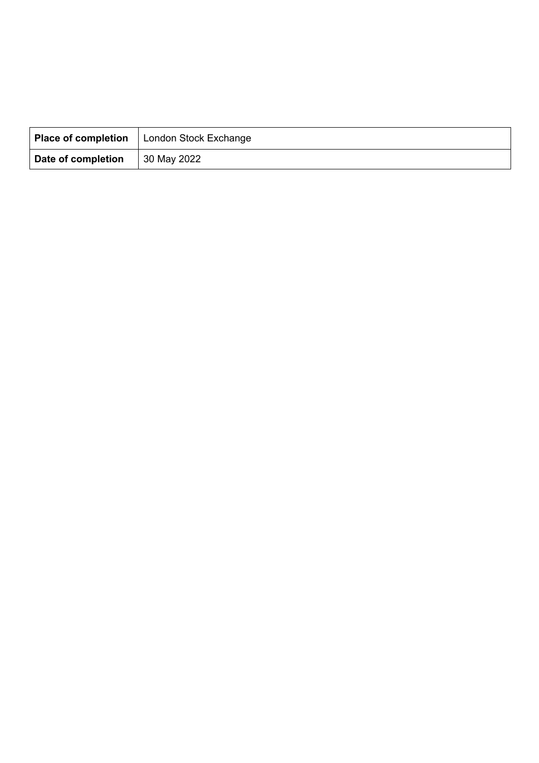| | |
|---|---|
| **Place of completion** | London Stock Exchange |
| **Date of completion** | 30 May 2022 |